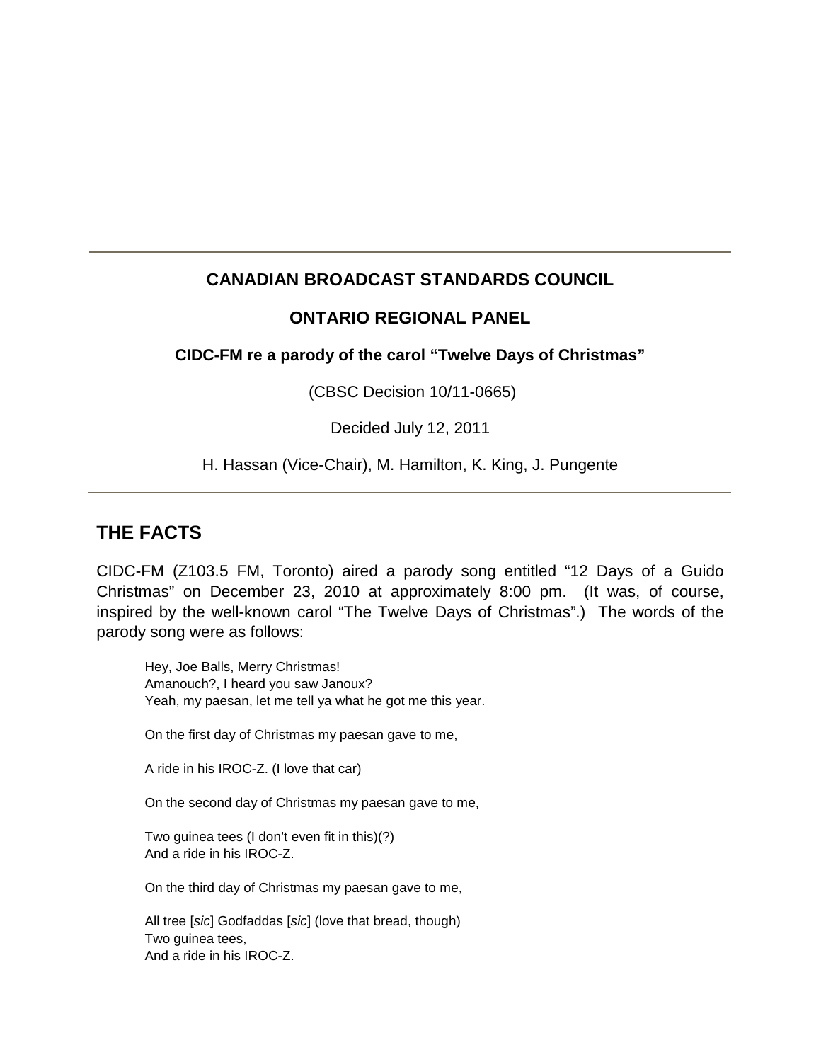---

**CANADIAN BROADCAST STANDARDS COUNCIL**

**ONTARIO REGIONAL PANEL**

**CIDC-FM re a parody of the carol "Twelve Days of Christmas"**

(CBSC Decision 10/11-0665)

Decided July 12, 2011

H. Hassan (Vice-Chair), M. Hamilton, K. King, J. Pungente

---

## THE FACTS

CIDC-FM (Z103.5 FM, Toronto) aired a parody song entitled "12 Days of a Guido Christmas" on December 23, 2010 at approximately 8:00 pm. (It was, of course, inspired by the well-known carol "The Twelve Days of Christmas".) The words of the parody song were as follows:

> Hey, Joe Balls, Merry Christmas!
> Amanouch?, I heard you saw Janoux?
> Yeah, my paesan, let me tell ya what he got me this year.
>
> On the first day of Christmas my paesan gave to me,
>
> A ride in his IROC-Z. (I love that car)
>
> On the second day of Christmas my paesan gave to me,
>
> Two guinea tees (I don't even fit in this)(?)
> And a ride in his IROC-Z.
>
> On the third day of Christmas my paesan gave to me,
>
> All tree [*sic*] Godfaddas [*sic*] (love that bread, though)
> Two guinea tees,
> And a ride in his IROC-Z.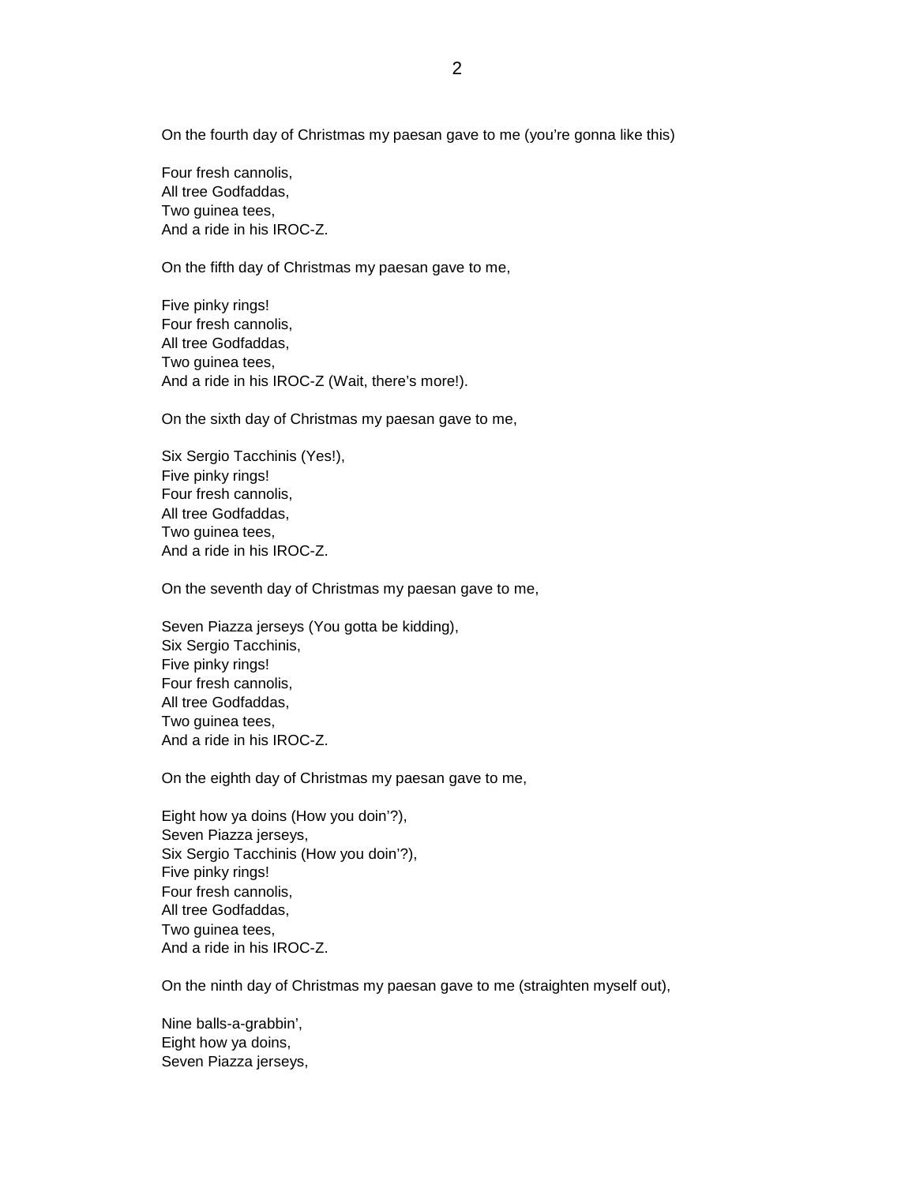On the fourth day of Christmas my paesan gave to me (you're gonna like this)

Four fresh cannolis,
All tree Godfaddas,
Two guinea tees,
And a ride in his IROC-Z.

On the fifth day of Christmas my paesan gave to me,

Five pinky rings!
Four fresh cannolis,
All tree Godfaddas,
Two guinea tees,
And a ride in his IROC-Z (Wait, there's more!).

On the sixth day of Christmas my paesan gave to me,

Six Sergio Tacchinis (Yes!),
Five pinky rings!
Four fresh cannolis,
All tree Godfaddas,
Two guinea tees,
And a ride in his IROC-Z.

On the seventh day of Christmas my paesan gave to me,

Seven Piazza jerseys (You gotta be kidding),
Six Sergio Tacchinis,
Five pinky rings!
Four fresh cannolis,
All tree Godfaddas,
Two guinea tees,
And a ride in his IROC-Z.

On the eighth day of Christmas my paesan gave to me,

Eight how ya doins (How you doin'?),
Seven Piazza jerseys,
Six Sergio Tacchinis (How you doin'?),
Five pinky rings!
Four fresh cannolis,
All tree Godfaddas,
Two guinea tees,
And a ride in his IROC-Z.

On the ninth day of Christmas my paesan gave to me (straighten myself out),

Nine balls-a-grabbin',
Eight how ya doins,
Seven Piazza jerseys,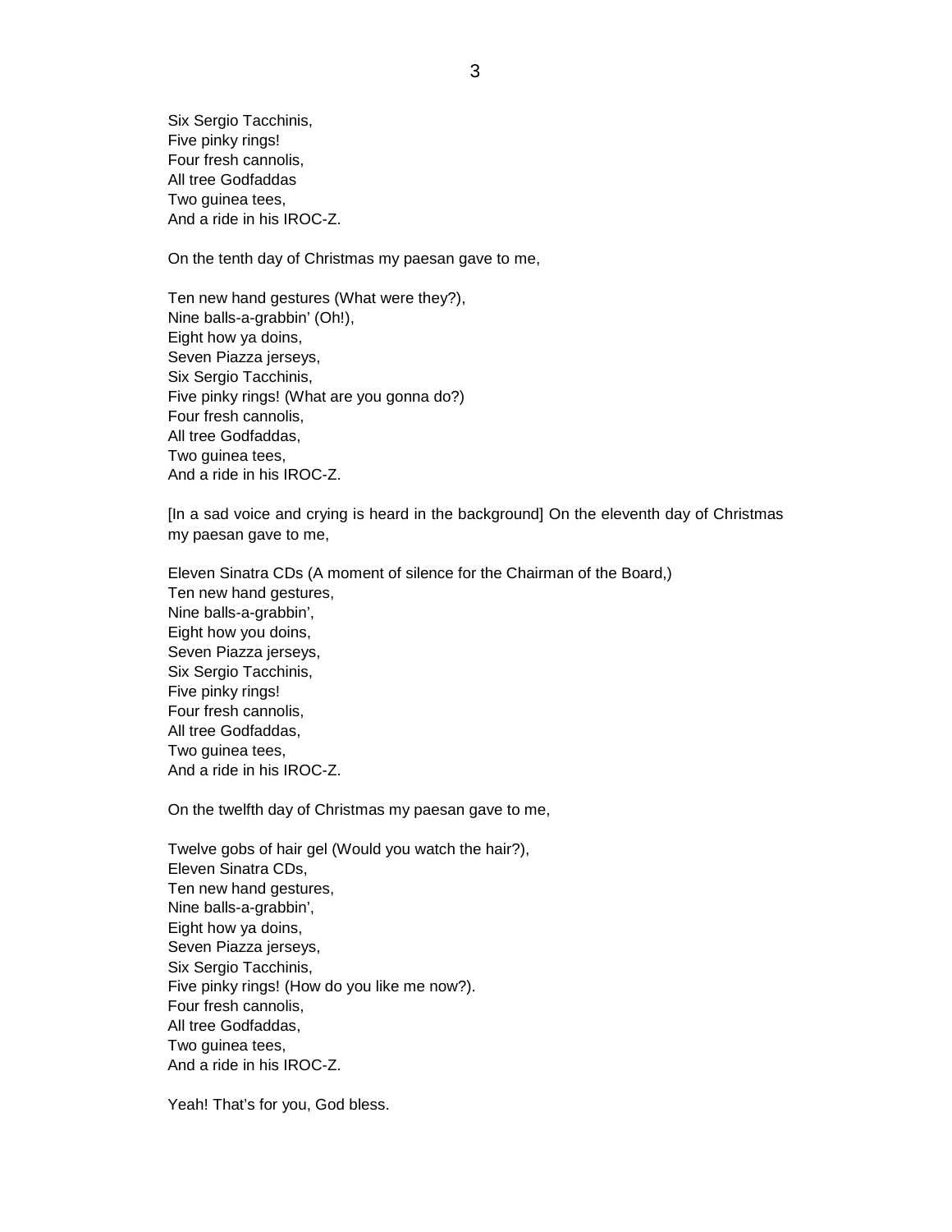Six Sergio Tacchinis,
Five pinky rings!
Four fresh cannolis,
All tree Godfaddas
Two guinea tees,
And a ride in his IROC-Z.

On the tenth day of Christmas my paesan gave to me,

Ten new hand gestures (What were they?),
Nine balls-a-grabbin' (Oh!),
Eight how ya doins,
Seven Piazza jerseys,
Six Sergio Tacchinis,
Five pinky rings! (What are you gonna do?)
Four fresh cannolis,
All tree Godfaddas,
Two guinea tees,
And a ride in his IROC-Z.

[In a sad voice and crying is heard in the background] On the eleventh day of Christmas my paesan gave to me,

Eleven Sinatra CDs (A moment of silence for the Chairman of the Board,)
Ten new hand gestures,
Nine balls-a-grabbin',
Eight how you doins,
Seven Piazza jerseys,
Six Sergio Tacchinis,
Five pinky rings!
Four fresh cannolis,
All tree Godfaddas,
Two guinea tees,
And a ride in his IROC-Z.

On the twelfth day of Christmas my paesan gave to me,

Twelve gobs of hair gel (Would you watch the hair?),
Eleven Sinatra CDs,
Ten new hand gestures,
Nine balls-a-grabbin',
Eight how ya doins,
Seven Piazza jerseys,
Six Sergio Tacchinis,
Five pinky rings! (How do you like me now?).
Four fresh cannolis,
All tree Godfaddas,
Two guinea tees,
And a ride in his IROC-Z.

Yeah! That's for you, God bless.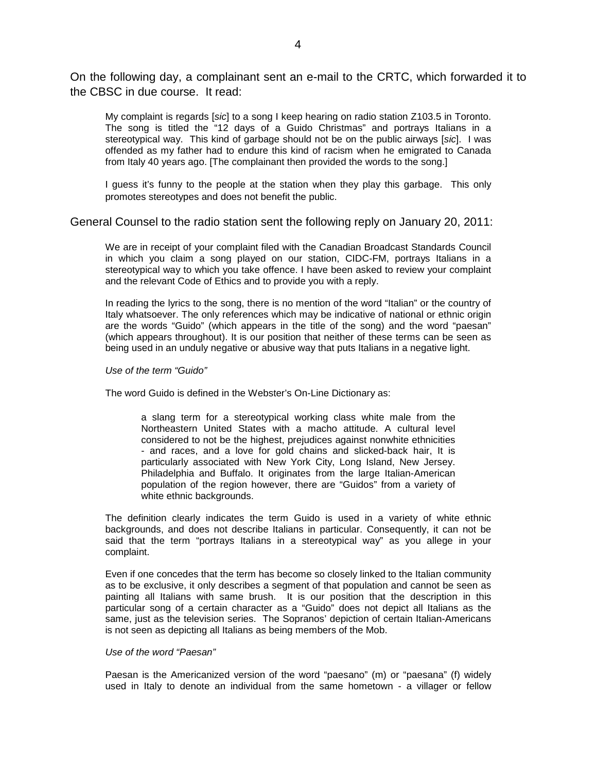On the following day, a complainant sent an e-mail to the CRTC, which forwarded it to the CBSC in due course. It read:

> My complaint is regards [*sic*] to a song I keep hearing on radio station Z103.5 in Toronto. The song is titled the "12 days of a Guido Christmas" and portrays Italians in a stereotypical way. This kind of garbage should not be on the public airways [*sic*]. I was offended as my father had to endure this kind of racism when he emigrated to Canada from Italy 40 years ago. [The complainant then provided the words to the song.]
>
> I guess it's funny to the people at the station when they play this garbage. This only promotes stereotypes and does not benefit the public.

General Counsel to the radio station sent the following reply on January 20, 2011:

> We are in receipt of your complaint filed with the Canadian Broadcast Standards Council in which you claim a song played on our station, CIDC-FM, portrays Italians in a stereotypical way to which you take offence. I have been asked to review your complaint and the relevant Code of Ethics and to provide you with a reply.
>
> In reading the lyrics to the song, there is no mention of the word "Italian" or the country of Italy whatsoever. The only references which may be indicative of national or ethnic origin are the words "Guido" (which appears in the title of the song) and the word "paesan" (which appears throughout). It is our position that neither of these terms can be seen as being used in an unduly negative or abusive way that puts Italians in a negative light.
>
> *Use of the term "Guido"*
>
> The word Guido is defined in the Webster's On-Line Dictionary as:
>
> > a slang term for a stereotypical working class white male from the Northeastern United States with a macho attitude. A cultural level considered to not be the highest, prejudices against nonwhite ethnicities - and races, and a love for gold chains and slicked-back hair, It is particularly associated with New York City, Long Island, New Jersey. Philadelphia and Buffalo. It originates from the large Italian-American population of the region however, there are "Guidos" from a variety of white ethnic backgrounds.
>
> The definition clearly indicates the term Guido is used in a variety of white ethnic backgrounds, and does not describe Italians in particular. Consequently, it can not be said that the term "portrays Italians in a stereotypical way" as you allege in your complaint.
>
> Even if one concedes that the term has become so closely linked to the Italian community as to be exclusive, it only describes a segment of that population and cannot be seen as painting all Italians with same brush. It is our position that the description in this particular song of a certain character as a "Guido" does not depict all Italians as the same, just as the television series. The Sopranos' depiction of certain Italian-Americans is not seen as depicting all Italians as being members of the Mob.
>
> *Use of the word "Paesan"*
>
> Paesan is the Americanized version of the word "paesano" (m) or "paesana" (f) widely used in Italy to denote an individual from the same hometown - a villager or fellow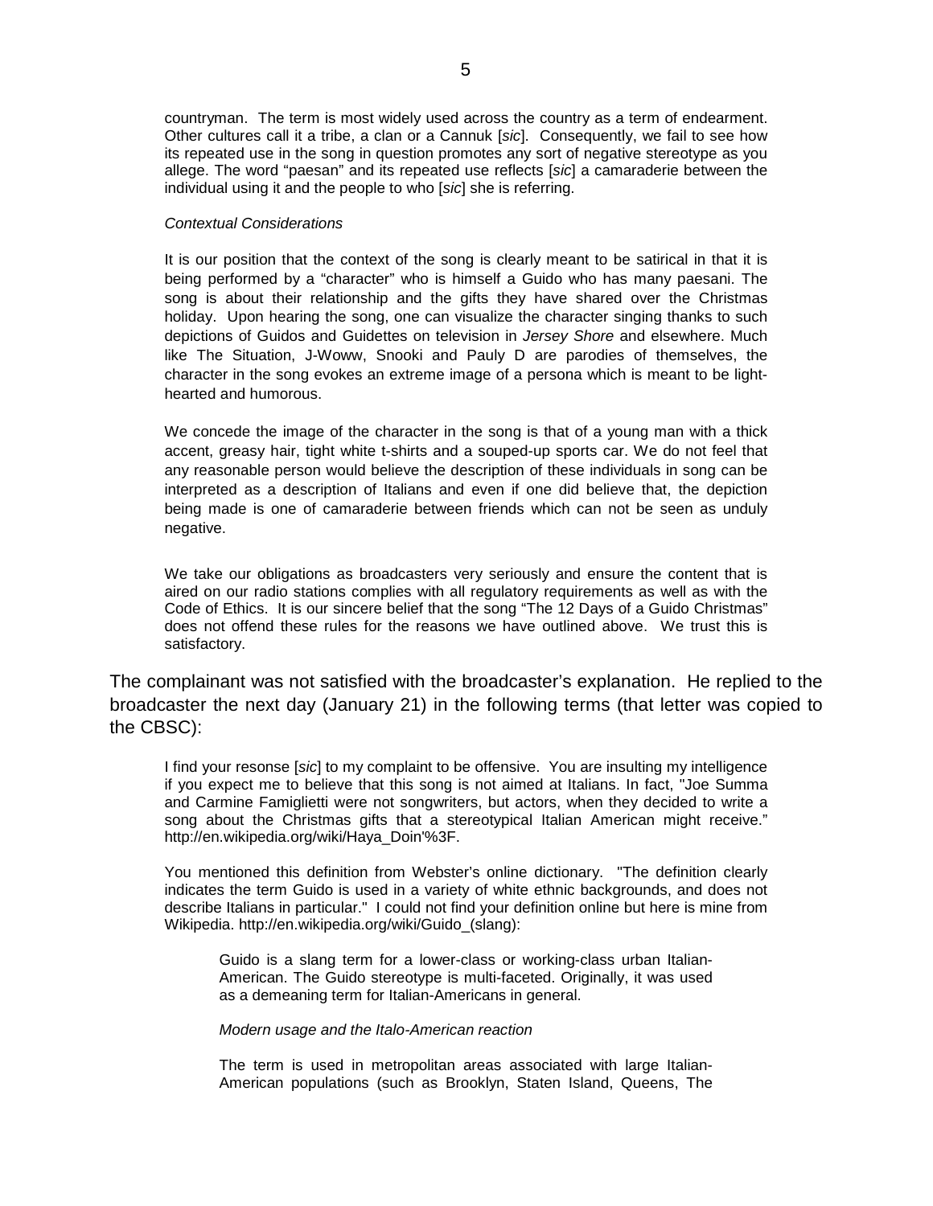> countryman. The term is most widely used across the country as a term of endearment. Other cultures call it a tribe, a clan or a Cannuk [*sic*]. Consequently, we fail to see how its repeated use in the song in question promotes any sort of negative stereotype as you allege. The word "paesan" and its repeated use reflects [*sic*] a camaraderie between the individual using it and the people to who [*sic*] she is referring.
>
> *Contextual Considerations*
>
> It is our position that the context of the song is clearly meant to be satirical in that it is being performed by a "character" who is himself a Guido who has many paesani. The song is about their relationship and the gifts they have shared over the Christmas holiday. Upon hearing the song, one can visualize the character singing thanks to such depictions of Guidos and Guidettes on television in *Jersey Shore* and elsewhere. Much like The Situation, J-Woww, Snooki and Pauly D are parodies of themselves, the character in the song evokes an extreme image of a persona which is meant to be light-hearted and humorous.
>
> We concede the image of the character in the song is that of a young man with a thick accent, greasy hair, tight white t-shirts and a souped-up sports car. We do not feel that any reasonable person would believe the description of these individuals in song can be interpreted as a description of Italians and even if one did believe that, the depiction being made is one of camaraderie between friends which can not be seen as unduly negative.
>
> We take our obligations as broadcasters very seriously and ensure the content that is aired on our radio stations complies with all regulatory requirements as well as with the Code of Ethics. It is our sincere belief that the song "The 12 Days of a Guido Christmas" does not offend these rules for the reasons we have outlined above. We trust this is satisfactory.

The complainant was not satisfied with the broadcaster's explanation. He replied to the broadcaster the next day (January 21) in the following terms (that letter was copied to the CBSC):

> I find your resonse [*sic*] to my complaint to be offensive. You are insulting my intelligence if you expect me to believe that this song is not aimed at Italians. In fact, "Joe Summa and Carmine Famiglietti were not songwriters, but actors, when they decided to write a song about the Christmas gifts that a stereotypical Italian American might receive." http://en.wikipedia.org/wiki/Haya_Doin'%3F.
>
> You mentioned this definition from Webster's online dictionary. "The definition clearly indicates the term Guido is used in a variety of white ethnic backgrounds, and does not describe Italians in particular." I could not find your definition online but here is mine from Wikipedia. http://en.wikipedia.org/wiki/Guido_(slang):
>
>> Guido is a slang term for a lower-class or working-class urban Italian-American. The Guido stereotype is multi-faceted. Originally, it was used as a demeaning term for Italian-Americans in general.
>>
>> *Modern usage and the Italo-American reaction*
>>
>> The term is used in metropolitan areas associated with large Italian-American populations (such as Brooklyn, Staten Island, Queens, The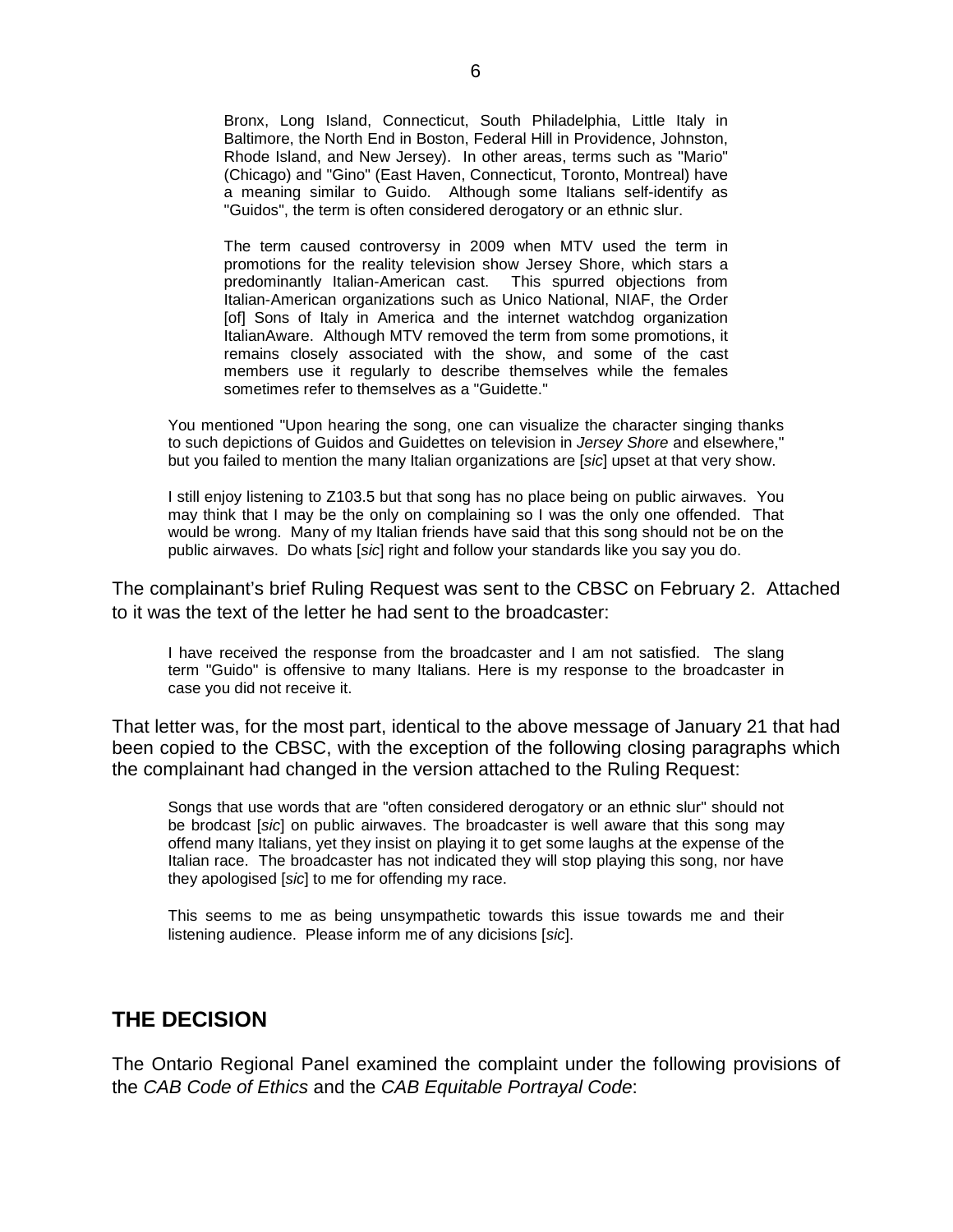> Bronx, Long Island, Connecticut, South Philadelphia, Little Italy in Baltimore, the North End in Boston, Federal Hill in Providence, Johnston, Rhode Island, and New Jersey). In other areas, terms such as "Mario" (Chicago) and "Gino" (East Haven, Connecticut, Toronto, Montreal) have a meaning similar to Guido. Although some Italians self-identify as "Guidos", the term is often considered derogatory or an ethnic slur.
>
> The term caused controversy in 2009 when MTV used the term in promotions for the reality television show Jersey Shore, which stars a predominantly Italian-American cast. This spurred objections from Italian-American organizations such as Unico National, NIAF, the Order [of] Sons of Italy in America and the internet watchdog organization ItalianAware. Although MTV removed the term from some promotions, it remains closely associated with the show, and some of the cast members use it regularly to describe themselves while the females sometimes refer to themselves as a "Guidette."

> You mentioned "Upon hearing the song, one can visualize the character singing thanks to such depictions of Guidos and Guidettes on television in *Jersey Shore* and elsewhere," but you failed to mention the many Italian organizations are [*sic*] upset at that very show.
>
> I still enjoy listening to Z103.5 but that song has no place being on public airwaves. You may think that I may be the only on complaining so I was the only one offended. That would be wrong. Many of my Italian friends have said that this song should not be on the public airwaves. Do whats [*sic*] right and follow your standards like you say you do.

The complainant's brief Ruling Request was sent to the CBSC on February 2. Attached to it was the text of the letter he had sent to the broadcaster:

> I have received the response from the broadcaster and I am not satisfied. The slang term "Guido" is offensive to many Italians. Here is my response to the broadcaster in case you did not receive it.

That letter was, for the most part, identical to the above message of January 21 that had been copied to the CBSC, with the exception of the following closing paragraphs which the complainant had changed in the version attached to the Ruling Request:

> Songs that use words that are "often considered derogatory or an ethnic slur" should not be brodcast [*sic*] on public airwaves. The broadcaster is well aware that this song may offend many Italians, yet they insist on playing it to get some laughs at the expense of the Italian race. The broadcaster has not indicated they will stop playing this song, nor have they apologised [*sic*] to me for offending my race.
>
> This seems to me as being unsympathetic towards this issue towards me and their listening audience. Please inform me of any dicisions [*sic*].

## THE DECISION

The Ontario Regional Panel examined the complaint under the following provisions of the *CAB Code of Ethics* and the *CAB Equitable Portrayal Code*: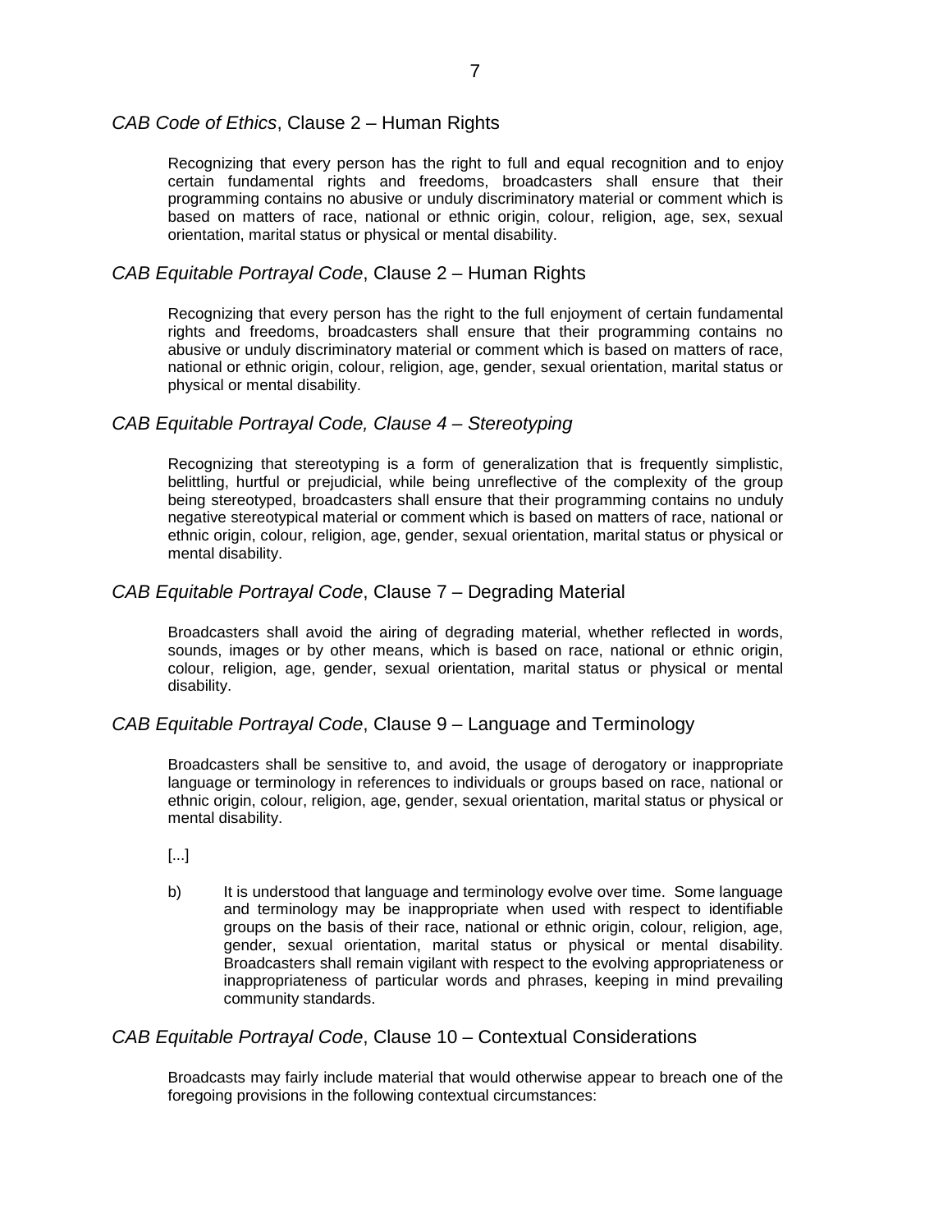### *CAB Code of Ethics*, Clause 2 – Human Rights

> Recognizing that every person has the right to full and equal recognition and to enjoy certain fundamental rights and freedoms, broadcasters shall ensure that their programming contains no abusive or unduly discriminatory material or comment which is based on matters of race, national or ethnic origin, colour, religion, age, sex, sexual orientation, marital status or physical or mental disability.

### *CAB Equitable Portrayal Code*, Clause 2 – Human Rights

> Recognizing that every person has the right to the full enjoyment of certain fundamental rights and freedoms, broadcasters shall ensure that their programming contains no abusive or unduly discriminatory material or comment which is based on matters of race, national or ethnic origin, colour, religion, age, gender, sexual orientation, marital status or physical or mental disability.

### *CAB Equitable Portrayal Code, Clause 4 – Stereotyping*

> Recognizing that stereotyping is a form of generalization that is frequently simplistic, belittling, hurtful or prejudicial, while being unreflective of the complexity of the group being stereotyped, broadcasters shall ensure that their programming contains no unduly negative stereotypical material or comment which is based on matters of race, national or ethnic origin, colour, religion, age, gender, sexual orientation, marital status or physical or mental disability.

### *CAB Equitable Portrayal Code*, Clause 7 – Degrading Material

> Broadcasters shall avoid the airing of degrading material, whether reflected in words, sounds, images or by other means, which is based on race, national or ethnic origin, colour, religion, age, gender, sexual orientation, marital status or physical or mental disability.

### *CAB Equitable Portrayal Code*, Clause 9 – Language and Terminology

> Broadcasters shall be sensitive to, and avoid, the usage of derogatory or inappropriate language or terminology in references to individuals or groups based on race, national or ethnic origin, colour, religion, age, gender, sexual orientation, marital status or physical or mental disability.
>
> [...]
>
> b) It is understood that language and terminology evolve over time. Some language and terminology may be inappropriate when used with respect to identifiable groups on the basis of their race, national or ethnic origin, colour, religion, age, gender, sexual orientation, marital status or physical or mental disability. Broadcasters shall remain vigilant with respect to the evolving appropriateness or inappropriateness of particular words and phrases, keeping in mind prevailing community standards.

### *CAB Equitable Portrayal Code*, Clause 10 – Contextual Considerations

> Broadcasts may fairly include material that would otherwise appear to breach one of the foregoing provisions in the following contextual circumstances: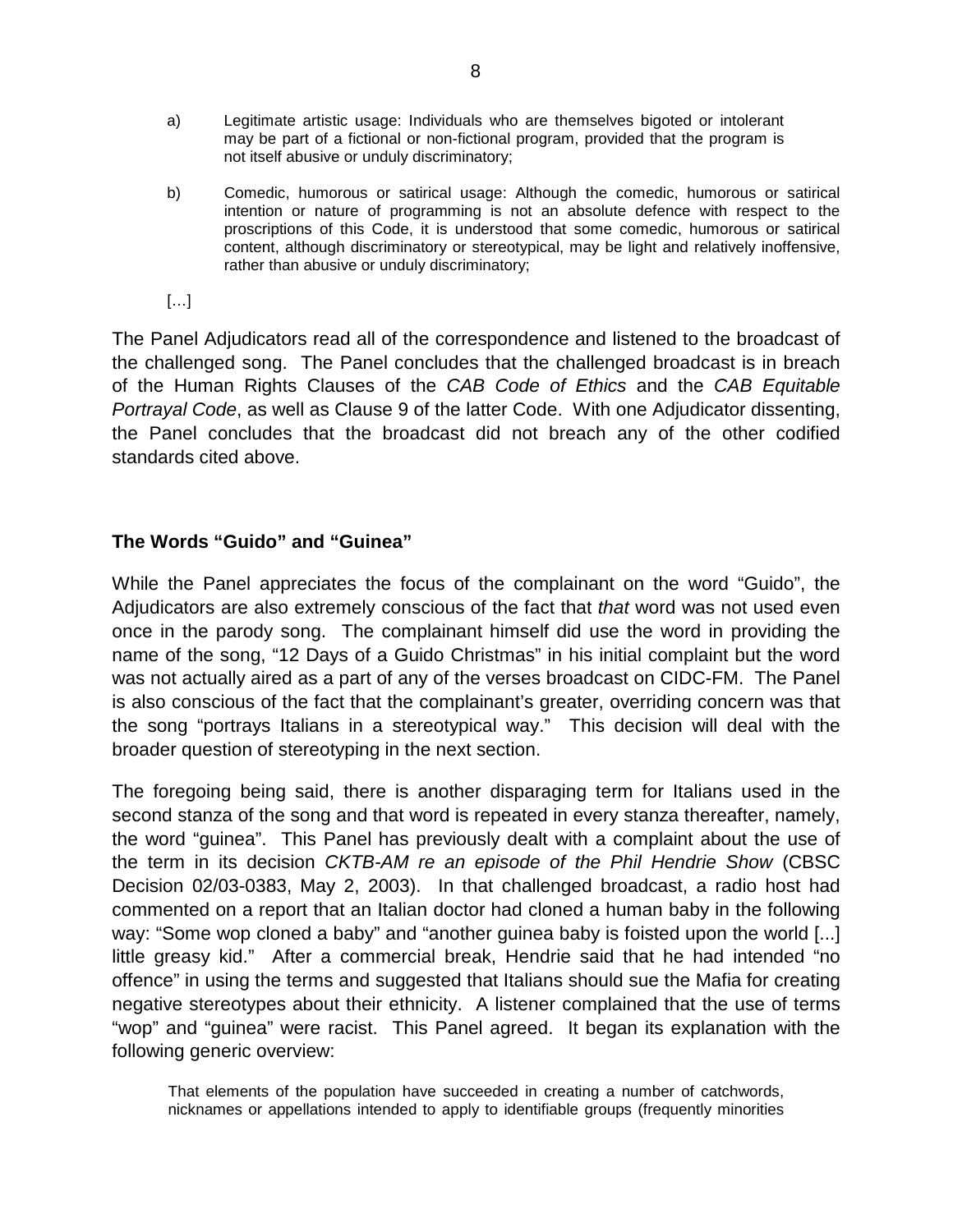a) Legitimate artistic usage: Individuals who are themselves bigoted or intolerant may be part of a fictional or non-fictional program, provided that the program is not itself abusive or unduly discriminatory;

b) Comedic, humorous or satirical usage: Although the comedic, humorous or satirical intention or nature of programming is not an absolute defence with respect to the proscriptions of this Code, it is understood that some comedic, humorous or satirical content, although discriminatory or stereotypical, may be light and relatively inoffensive, rather than abusive or unduly discriminatory;

[…]

The Panel Adjudicators read all of the correspondence and listened to the broadcast of the challenged song. The Panel concludes that the challenged broadcast is in breach of the Human Rights Clauses of the *CAB Code of Ethics* and the *CAB Equitable Portrayal Code*, as well as Clause 9 of the latter Code. With one Adjudicator dissenting, the Panel concludes that the broadcast did not breach any of the other codified standards cited above.

### The Words "Guido" and "Guinea"

While the Panel appreciates the focus of the complainant on the word "Guido", the Adjudicators are also extremely conscious of the fact that *that* word was not used even once in the parody song. The complainant himself did use the word in providing the name of the song, "12 Days of a Guido Christmas" in his initial complaint but the word was not actually aired as a part of any of the verses broadcast on CIDC-FM. The Panel is also conscious of the fact that the complainant's greater, overriding concern was that the song "portrays Italians in a stereotypical way." This decision will deal with the broader question of stereotyping in the next section.

The foregoing being said, there is another disparaging term for Italians used in the second stanza of the song and that word is repeated in every stanza thereafter, namely, the word "guinea". This Panel has previously dealt with a complaint about the use of the term in its decision *CKTB-AM re an episode of the Phil Hendrie Show* (CBSC Decision 02/03-0383, May 2, 2003). In that challenged broadcast, a radio host had commented on a report that an Italian doctor had cloned a human baby in the following way: "Some wop cloned a baby" and "another guinea baby is foisted upon the world [...] little greasy kid." After a commercial break, Hendrie said that he had intended "no offence" in using the terms and suggested that Italians should sue the Mafia for creating negative stereotypes about their ethnicity. A listener complained that the use of terms "wop" and "guinea" were racist. This Panel agreed. It began its explanation with the following generic overview:

> That elements of the population have succeeded in creating a number of catchwords, nicknames or appellations intended to apply to identifiable groups (frequently minorities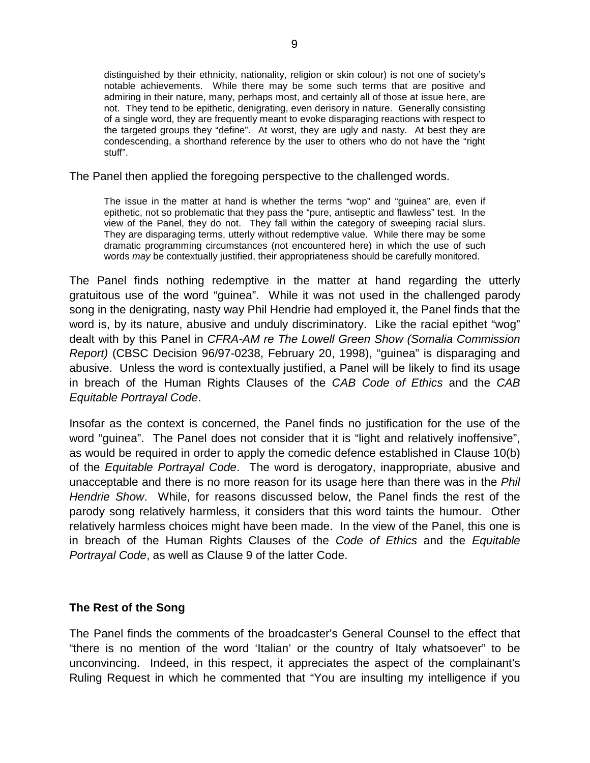> distinguished by their ethnicity, nationality, religion or skin colour) is not one of society's notable achievements. While there may be some such terms that are positive and admiring in their nature, many, perhaps most, and certainly all of those at issue here, are not. They tend to be epithetic, denigrating, even derisory in nature. Generally consisting of a single word, they are frequently meant to evoke disparaging reactions with respect to the targeted groups they "define". At worst, they are ugly and nasty. At best they are condescending, a shorthand reference by the user to others who do not have the "right stuff".

The Panel then applied the foregoing perspective to the challenged words.

> The issue in the matter at hand is whether the terms "wop" and "guinea" are, even if epithetic, not so problematic that they pass the "pure, antiseptic and flawless" test. In the view of the Panel, they do not. They fall within the category of sweeping racial slurs. They are disparaging terms, utterly without redemptive value. While there may be some dramatic programming circumstances (not encountered here) in which the use of such words *may* be contextually justified, their appropriateness should be carefully monitored.

The Panel finds nothing redemptive in the matter at hand regarding the utterly gratuitous use of the word "guinea". While it was not used in the challenged parody song in the denigrating, nasty way Phil Hendrie had employed it, the Panel finds that the word is, by its nature, abusive and unduly discriminatory. Like the racial epithet "wog" dealt with by this Panel in *CFRA-AM re The Lowell Green Show (Somalia Commission Report)* (CBSC Decision 96/97-0238, February 20, 1998), "guinea" is disparaging and abusive. Unless the word is contextually justified, a Panel will be likely to find its usage in breach of the Human Rights Clauses of the *CAB Code of Ethics* and the *CAB Equitable Portrayal Code*.

Insofar as the context is concerned, the Panel finds no justification for the use of the word "guinea". The Panel does not consider that it is "light and relatively inoffensive", as would be required in order to apply the comedic defence established in Clause 10(b) of the *Equitable Portrayal Code*. The word is derogatory, inappropriate, abusive and unacceptable and there is no more reason for its usage here than there was in the *Phil Hendrie Show*. While, for reasons discussed below, the Panel finds the rest of the parody song relatively harmless, it considers that this word taints the humour. Other relatively harmless choices might have been made. In the view of the Panel, this one is in breach of the Human Rights Clauses of the *Code of Ethics* and the *Equitable Portrayal Code*, as well as Clause 9 of the latter Code.

**The Rest of the Song**

The Panel finds the comments of the broadcaster's General Counsel to the effect that "there is no mention of the word 'Italian' or the country of Italy whatsoever" to be unconvincing. Indeed, in this respect, it appreciates the aspect of the complainant's Ruling Request in which he commented that "You are insulting my intelligence if you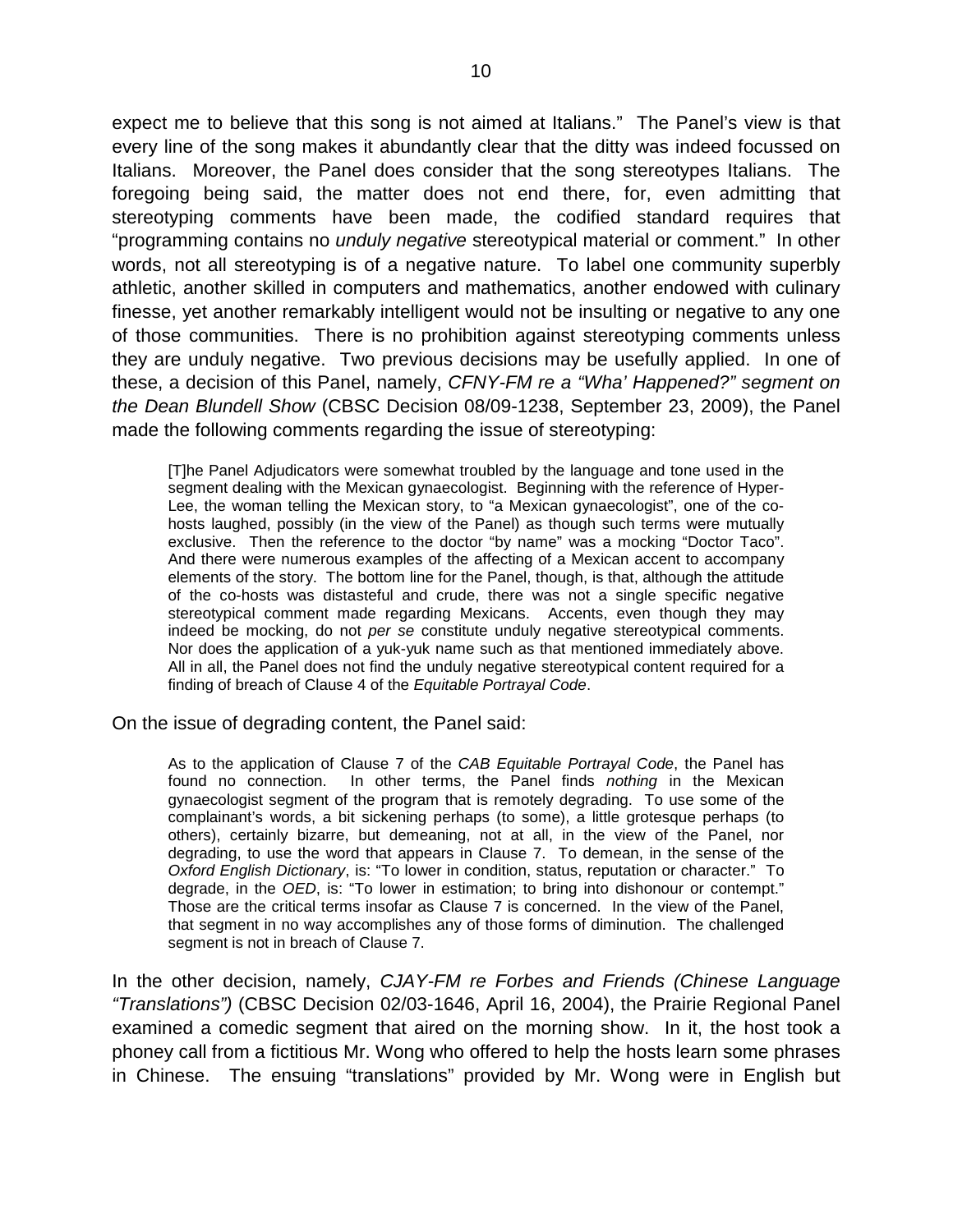expect me to believe that this song is not aimed at Italians." The Panel's view is that every line of the song makes it abundantly clear that the ditty was indeed focussed on Italians. Moreover, the Panel does consider that the song stereotypes Italians. The foregoing being said, the matter does not end there, for, even admitting that stereotyping comments have been made, the codified standard requires that "programming contains no *unduly negative* stereotypical material or comment." In other words, not all stereotyping is of a negative nature. To label one community superbly athletic, another skilled in computers and mathematics, another endowed with culinary finesse, yet another remarkably intelligent would not be insulting or negative to any one of those communities. There is no prohibition against stereotyping comments unless they are unduly negative. Two previous decisions may be usefully applied. In one of these, a decision of this Panel, namely, *CFNY-FM re a "Wha' Happened?" segment on the Dean Blundell Show* (CBSC Decision 08/09-1238, September 23, 2009), the Panel made the following comments regarding the issue of stereotyping:

> [T]he Panel Adjudicators were somewhat troubled by the language and tone used in the segment dealing with the Mexican gynaecologist. Beginning with the reference of Hyper-Lee, the woman telling the Mexican story, to "a Mexican gynaecologist", one of the co-hosts laughed, possibly (in the view of the Panel) as though such terms were mutually exclusive. Then the reference to the doctor "by name" was a mocking "Doctor Taco". And there were numerous examples of the affecting of a Mexican accent to accompany elements of the story. The bottom line for the Panel, though, is that, although the attitude of the co-hosts was distasteful and crude, there was not a single specific negative stereotypical comment made regarding Mexicans. Accents, even though they may indeed be mocking, do not *per se* constitute unduly negative stereotypical comments. Nor does the application of a yuk-yuk name such as that mentioned immediately above. All in all, the Panel does not find the unduly negative stereotypical content required for a finding of breach of Clause 4 of the *Equitable Portrayal Code*.

On the issue of degrading content, the Panel said:

> As to the application of Clause 7 of the *CAB Equitable Portrayal Code*, the Panel has found no connection. In other terms, the Panel finds *nothing* in the Mexican gynaecologist segment of the program that is remotely degrading. To use some of the complainant's words, a bit sickening perhaps (to some), a little grotesque perhaps (to others), certainly bizarre, but demeaning, not at all, in the view of the Panel, nor degrading, to use the word that appears in Clause 7. To demean, in the sense of the *Oxford English Dictionary*, is: "To lower in condition, status, reputation or character." To degrade, in the *OED*, is: "To lower in estimation; to bring into dishonour or contempt." Those are the critical terms insofar as Clause 7 is concerned. In the view of the Panel, that segment in no way accomplishes any of those forms of diminution. The challenged segment is not in breach of Clause 7.

In the other decision, namely, *CJAY-FM re Forbes and Friends (Chinese Language "Translations")* (CBSC Decision 02/03-1646, April 16, 2004), the Prairie Regional Panel examined a comedic segment that aired on the morning show. In it, the host took a phoney call from a fictitious Mr. Wong who offered to help the hosts learn some phrases in Chinese. The ensuing "translations" provided by Mr. Wong were in English but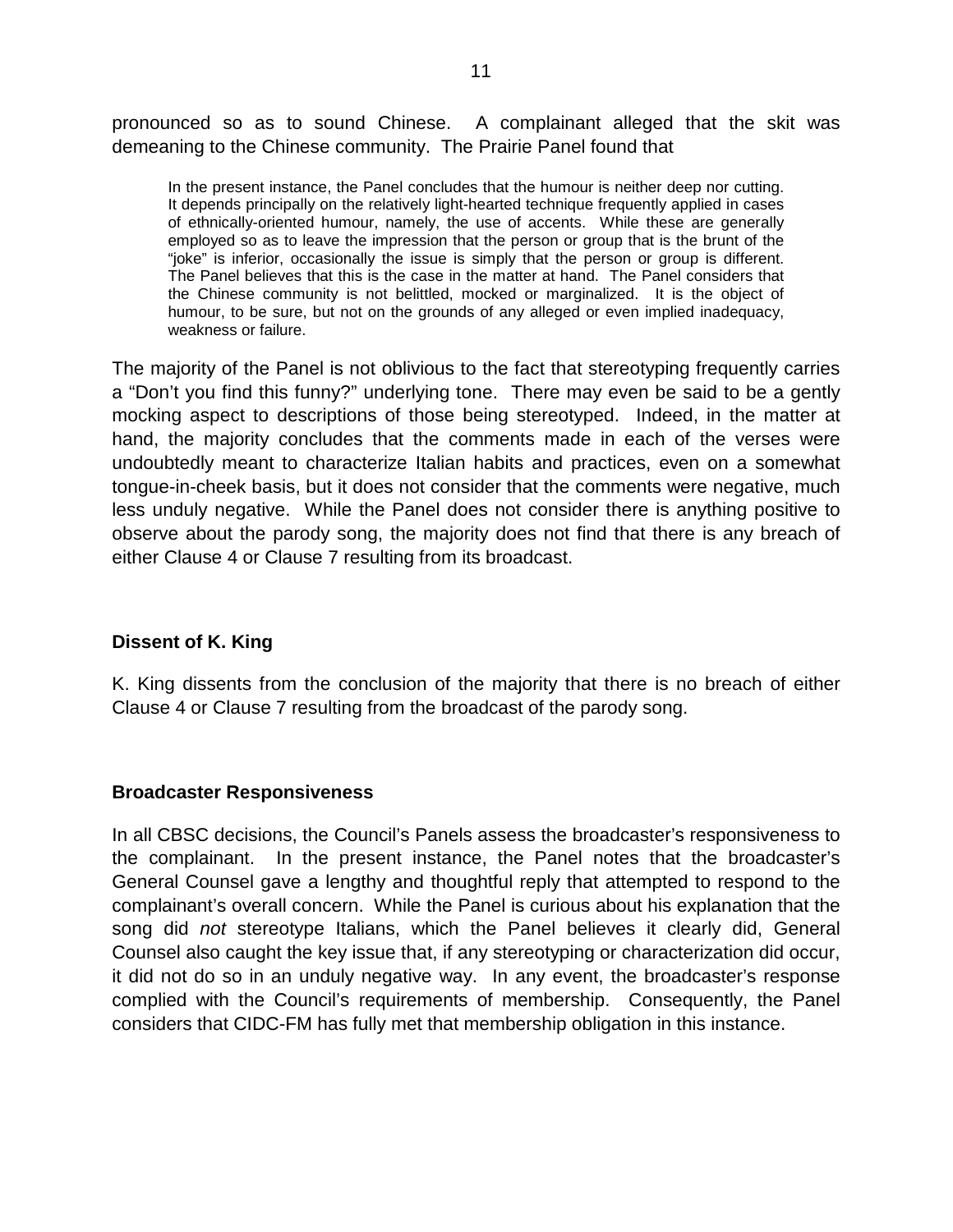pronounced so as to sound Chinese. A complainant alleged that the skit was demeaning to the Chinese community. The Prairie Panel found that

> In the present instance, the Panel concludes that the humour is neither deep nor cutting. It depends principally on the relatively light-hearted technique frequently applied in cases of ethnically-oriented humour, namely, the use of accents. While these are generally employed so as to leave the impression that the person or group that is the brunt of the "joke" is inferior, occasionally the issue is simply that the person or group is different. The Panel believes that this is the case in the matter at hand. The Panel considers that the Chinese community is not belittled, mocked or marginalized. It is the object of humour, to be sure, but not on the grounds of any alleged or even implied inadequacy, weakness or failure.

The majority of the Panel is not oblivious to the fact that stereotyping frequently carries a "Don't you find this funny?" underlying tone. There may even be said to be a gently mocking aspect to descriptions of those being stereotyped. Indeed, in the matter at hand, the majority concludes that the comments made in each of the verses were undoubtedly meant to characterize Italian habits and practices, even on a somewhat tongue-in-cheek basis, but it does not consider that the comments were negative, much less unduly negative. While the Panel does not consider there is anything positive to observe about the parody song, the majority does not find that there is any breach of either Clause 4 or Clause 7 resulting from its broadcast.

**Dissent of K. King**

K. King dissents from the conclusion of the majority that there is no breach of either Clause 4 or Clause 7 resulting from the broadcast of the parody song.

**Broadcaster Responsiveness**

In all CBSC decisions, the Council's Panels assess the broadcaster's responsiveness to the complainant. In the present instance, the Panel notes that the broadcaster's General Counsel gave a lengthy and thoughtful reply that attempted to respond to the complainant's overall concern. While the Panel is curious about his explanation that the song did *not* stereotype Italians, which the Panel believes it clearly did, General Counsel also caught the key issue that, if any stereotyping or characterization did occur, it did not do so in an unduly negative way. In any event, the broadcaster's response complied with the Council's requirements of membership. Consequently, the Panel considers that CIDC-FM has fully met that membership obligation in this instance.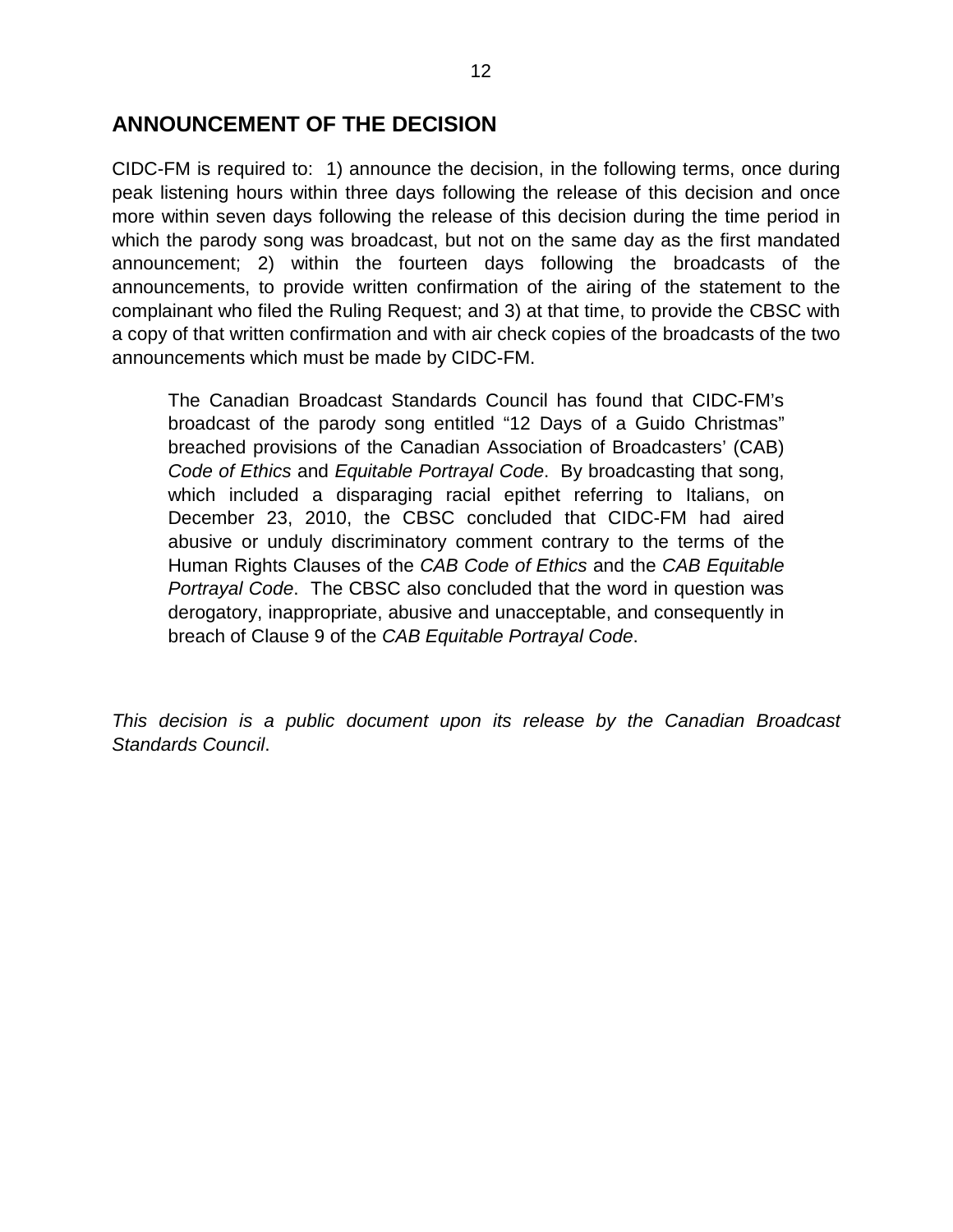## ANNOUNCEMENT OF THE DECISION

CIDC-FM is required to: 1) announce the decision, in the following terms, once during peak listening hours within three days following the release of this decision and once more within seven days following the release of this decision during the time period in which the parody song was broadcast, but not on the same day as the first mandated announcement; 2) within the fourteen days following the broadcasts of the announcements, to provide written confirmation of the airing of the statement to the complainant who filed the Ruling Request; and 3) at that time, to provide the CBSC with a copy of that written confirmation and with air check copies of the broadcasts of the two announcements which must be made by CIDC-FM.

> The Canadian Broadcast Standards Council has found that CIDC-FM's broadcast of the parody song entitled "12 Days of a Guido Christmas" breached provisions of the Canadian Association of Broadcasters' (CAB) *Code of Ethics* and *Equitable Portrayal Code*. By broadcasting that song, which included a disparaging racial epithet referring to Italians, on December 23, 2010, the CBSC concluded that CIDC-FM had aired abusive or unduly discriminatory comment contrary to the terms of the Human Rights Clauses of the *CAB Code of Ethics* and the *CAB Equitable Portrayal Code*. The CBSC also concluded that the word in question was derogatory, inappropriate, abusive and unacceptable, and consequently in breach of Clause 9 of the *CAB Equitable Portrayal Code*.

*This decision is a public document upon its release by the Canadian Broadcast Standards Council*.